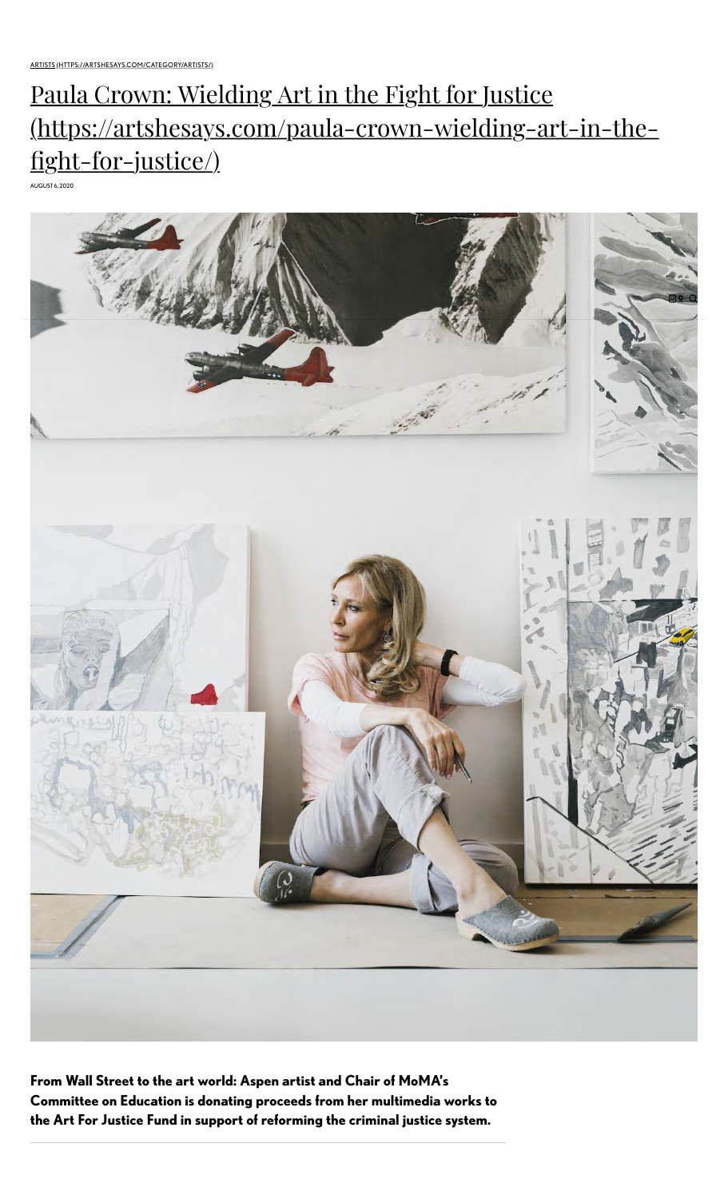ARTISTS (HTTPS://ARTSHESAYS.COM/CATEGORY/ARTISTS/)

# Paula Crown: Wielding Art in the Fight for Justice (https://artshesays.com/paula-crown-wielding-art-in-the-fight-for-justice/)

AUGUST 6, 2020

**From Wall Street to the art world: Aspen artist and Chair of MoMA's Committee on Education is donating proceeds from her multimedia works to the Art For Justice Fund in support of reforming the criminal justice system.**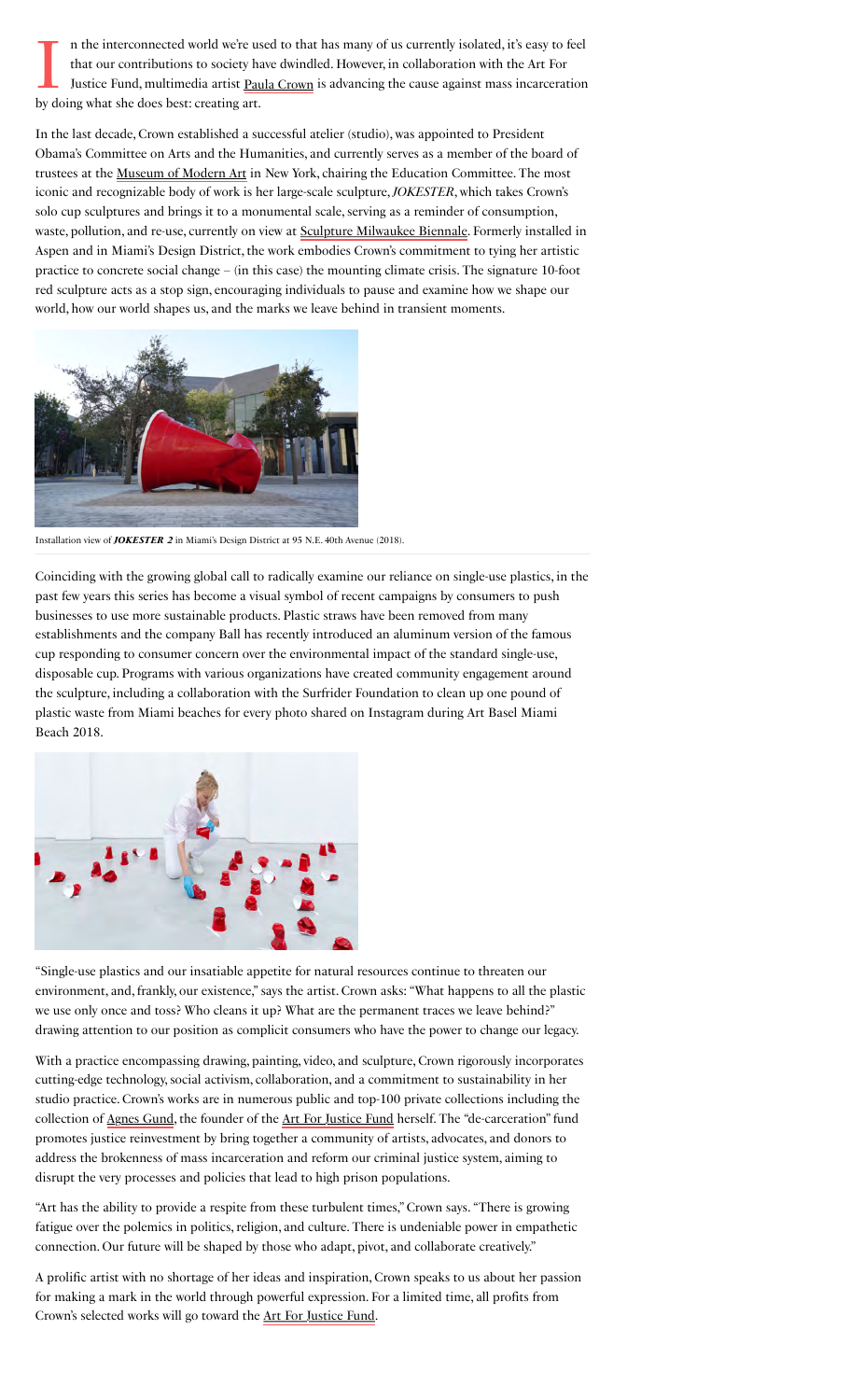In the interconnected world we're used to that has many of us currently isolated, it's easy to feel that our contributions to society have dwindled. However, in collaboration with the Art For Justice Fund, multimedia artist Paula Crown is advancing the cause against mass incarceration by doing what she does best: creating art.

In the last decade, Crown established a successful atelier (studio), was appointed to President Obama's Committee on Arts and the Humanities, and currently serves as a member of the board of trustees at the Museum of Modern Art in New York, chairing the Education Committee. The most iconic and recognizable body of work is her large-scale sculpture, *JOKESTER*, which takes Crown's solo cup sculptures and brings it to a monumental scale, serving as a reminder of consumption, waste, pollution, and re-use, currently on view at Sculpture Milwaukee Biennale. Formerly installed in Aspen and in Miami's Design District, the work embodies Crown's commitment to tying her artistic practice to concrete social change – (in this case) the mounting climate crisis. The signature 10-foot red sculpture acts as a stop sign, encouraging individuals to pause and examine how we shape our world, how our world shapes us, and the marks we leave behind in transient moments.

Installation view of ***JOKESTER 2*** in Miami's Design District at 95 N.E. 40th Avenue (2018).

Coinciding with the growing global call to radically examine our reliance on single-use plastics, in the past few years this series has become a visual symbol of recent campaigns by consumers to push businesses to use more sustainable products. Plastic straws have been removed from many establishments and the company Ball has recently introduced an aluminum version of the famous cup responding to consumer concern over the environmental impact of the standard single-use, disposable cup. Programs with various organizations have created community engagement around the sculpture, including a collaboration with the Surfrider Foundation to clean up one pound of plastic waste from Miami beaches for every photo shared on Instagram during Art Basel Miami Beach 2018.

"Single-use plastics and our insatiable appetite for natural resources continue to threaten our environment, and, frankly, our existence," says the artist. Crown asks: "What happens to all the plastic we use only once and toss? Who cleans it up? What are the permanent traces we leave behind?" drawing attention to our position as complicit consumers who have the power to change our legacy.

With a practice encompassing drawing, painting, video, and sculpture, Crown rigorously incorporates cutting-edge technology, social activism, collaboration, and a commitment to sustainability in her studio practice. Crown's works are in numerous public and top-100 private collections including the collection of Agnes Gund, the founder of the Art For Justice Fund herself. The "de-carceration" fund promotes justice reinvestment by bring together a community of artists, advocates, and donors to address the brokenness of mass incarceration and reform our criminal justice system, aiming to disrupt the very processes and policies that lead to high prison populations.

"Art has the ability to provide a respite from these turbulent times," Crown says. "There is growing fatigue over the polemics in politics, religion, and culture. There is undeniable power in empathetic connection. Our future will be shaped by those who adapt, pivot, and collaborate creatively."

A prolific artist with no shortage of her ideas and inspiration, Crown speaks to us about her passion for making a mark in the world through powerful expression. For a limited time, all profits from Crown's selected works will go toward the Art For Justice Fund.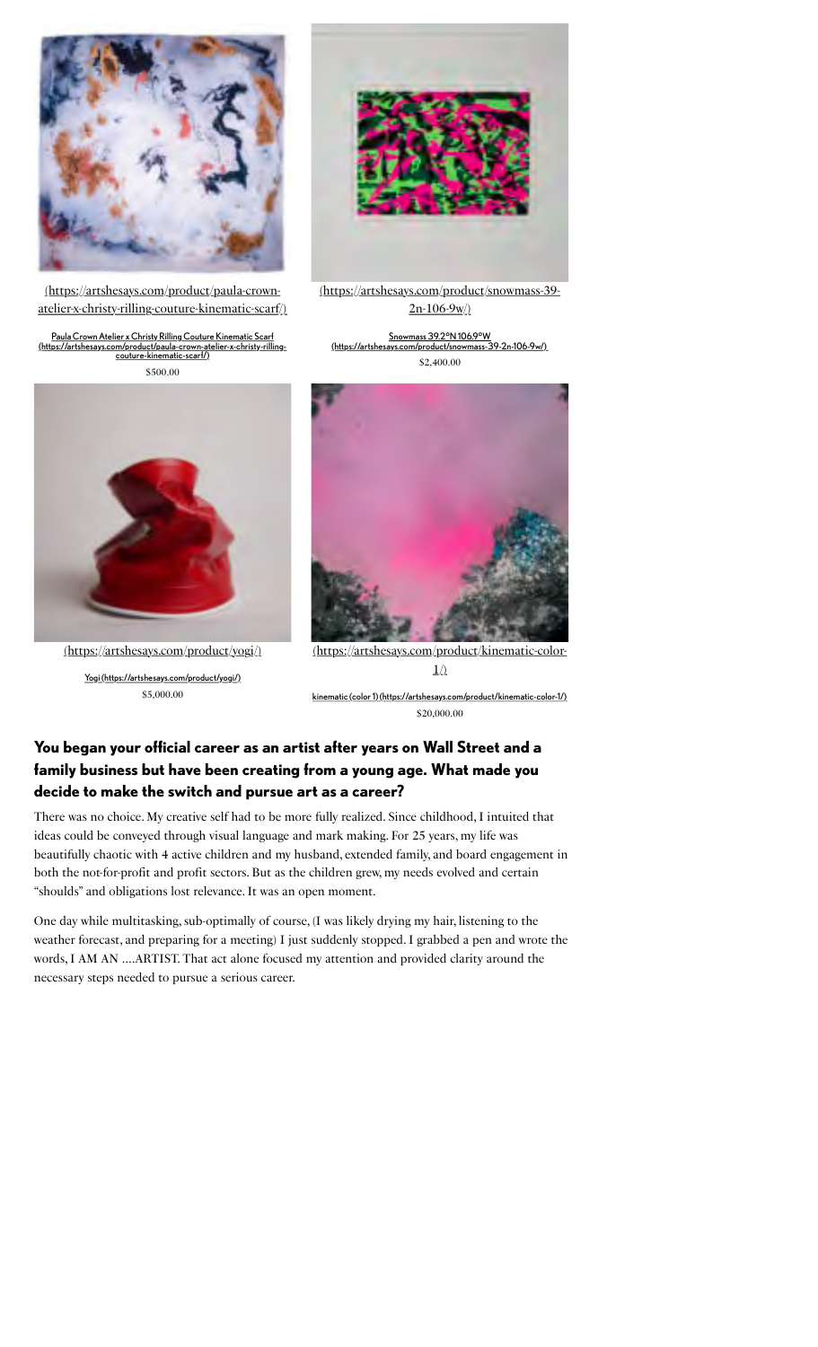(https://artshesays.com/product/paula-crown-atelier-x-christy-rilling-couture-kinematic-scarf/)

Paula Crown Atelier x Christy Rilling Couture Kinematic Scarf (https://artshesays.com/product/paula-crown-atelier-x-christy-rilling-couture-kinematic-scarf/)

$500.00

(https://artshesays.com/product/snowmass-39-2n-106-9w/)

Snowmass 39.2°N 106.9°W (https://artshesays.com/product/snowmass-39-2n-106-9w/)

$2,400.00

(https://artshesays.com/product/yogi/)

Yogi (https://artshesays.com/product/yogi/)

$5,000.00

(https://artshesays.com/product/kinematic-color-1/)

kinematic (color 1) (https://artshesays.com/product/kinematic-color-1/)

$20,000.00

**You began your official career as an artist after years on Wall Street and a family business but have been creating from a young age. What made you decide to make the switch and pursue art as a career?**

There was no choice. My creative self had to be more fully realized. Since childhood, I intuited that ideas could be conveyed through visual language and mark making. For 25 years, my life was beautifully chaotic with 4 active children and my husband, extended family, and board engagement in both the not-for-profit and profit sectors. But as the children grew, my needs evolved and certain "shoulds" and obligations lost relevance. It was an open moment.

One day while multitasking, sub-optimally of course, (I was likely drying my hair, listening to the weather forecast, and preparing for a meeting) I just suddenly stopped. I grabbed a pen and wrote the words, I AM AN ….ARTIST. That act alone focused my attention and provided clarity around the necessary steps needed to pursue a serious career.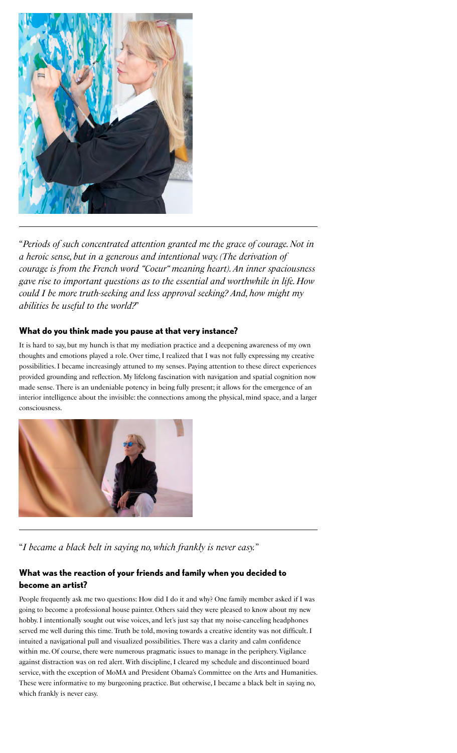"*Periods of such concentrated attention granted me the grace of courage. Not in a heroic sense, but in a generous and intentional way. (The derivation of courage is from the French word "Coeur" meaning heart). An inner spaciousness gave rise to important questions as to the essential and worthwhile in life. How could I be more truth-seeking and less approval seeking? And, how might my abilities be useful to the world?*"

### What do you think made you pause at that very instance?

It is hard to say, but my hunch is that my mediation practice and a deepening awareness of my own thoughts and emotions played a role. Over time, I realized that I was not fully expressing my creative possibilities. I became increasingly attuned to my senses. Paying attention to these direct experiences provided grounding and reflection. My lifelong fascination with navigation and spatial cognition now made sense. There is an undeniable potency in being fully present; it allows for the emergence of an interior intelligence about the invisible: the connections among the physical, mind space, and a larger consciousness.

"*I became a black belt in saying no, which frankly is never easy.*"

### What was the reaction of your friends and family when you decided to become an artist?

People frequently ask me two questions: How did I do it and why? One family member asked if I was going to become a professional house painter. Others said they were pleased to know about my new hobby. I intentionally sought out wise voices, and let's just say that my noise-canceling headphones served me well during this time. Truth be told, moving towards a creative identity was not difficult. I intuited a navigational pull and visualized possibilities. There was a clarity and calm confidence within me. Of course, there were numerous pragmatic issues to manage in the periphery. Vigilance against distraction was on red alert. With discipline, I cleared my schedule and discontinued board service, with the exception of MoMA and President Obama's Committee on the Arts and Humanities. These were informative to my burgeoning practice. But otherwise, I became a black belt in saying no, which frankly is never easy.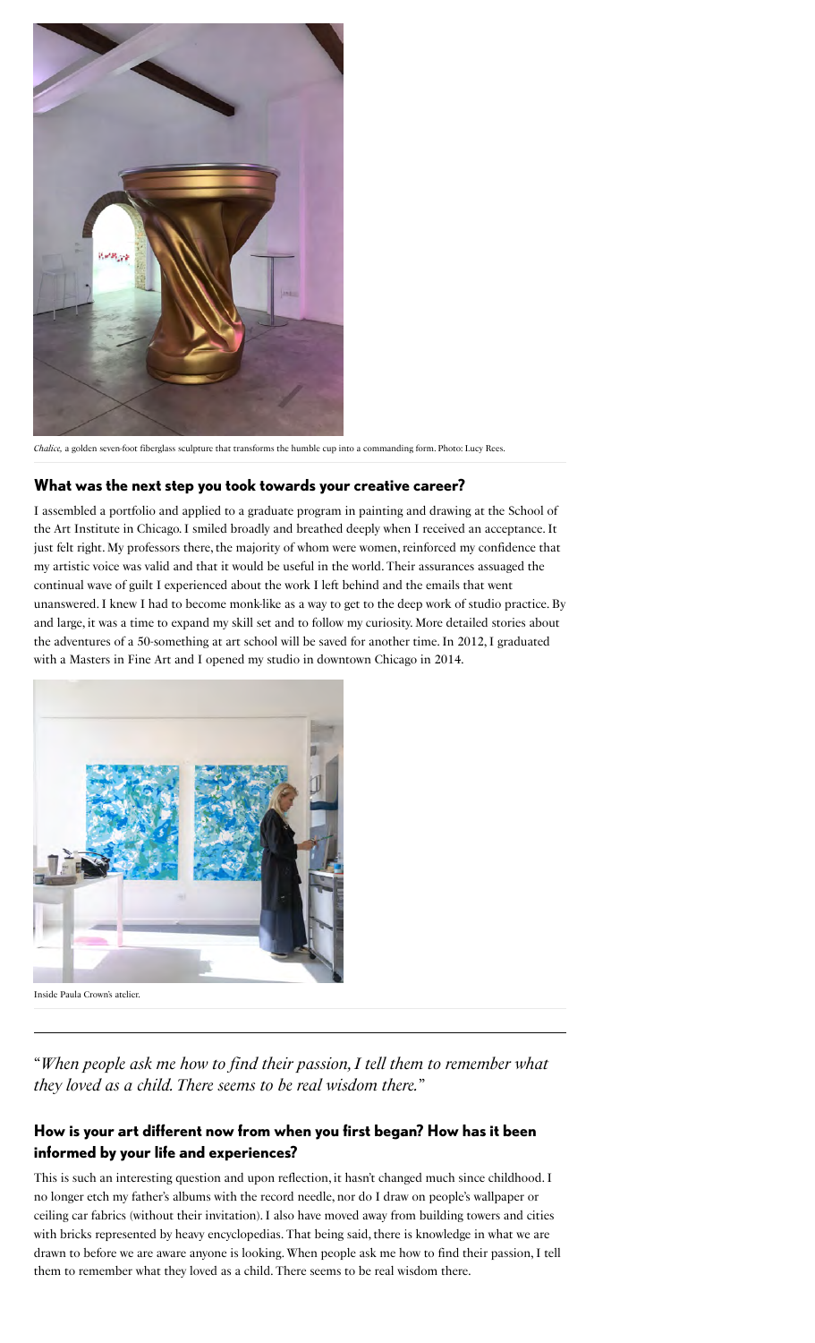*Chalice,* a golden seven-foot fiberglass sculpture that transforms the humble cup into a commanding form. Photo: Lucy Rees.

## What was the next step you took towards your creative career?

I assembled a portfolio and applied to a graduate program in painting and drawing at the School of the Art Institute in Chicago. I smiled broadly and breathed deeply when I received an acceptance. It just felt right. My professors there, the majority of whom were women, reinforced my confidence that my artistic voice was valid and that it would be useful in the world. Their assurances assuaged the continual wave of guilt I experienced about the work I left behind and the emails that went unanswered. I knew I had to become monk-like as a way to get to the deep work of studio practice. By and large, it was a time to expand my skill set and to follow my curiosity. More detailed stories about the adventures of a 50-something at art school will be saved for another time. In 2012, I graduated with a Masters in Fine Art and I opened my studio in downtown Chicago in 2014.

Inside Paula Crown's atelier.

"*When people ask me how to find their passion, I tell them to remember what they loved as a child. There seems to be real wisdom there.*"

## How is your art different now from when you first began? How has it been informed by your life and experiences?

This is such an interesting question and upon reflection, it hasn't changed much since childhood. I no longer etch my father's albums with the record needle, nor do I draw on people's wallpaper or ceiling car fabrics (without their invitation). I also have moved away from building towers and cities with bricks represented by heavy encyclopedias. That being said, there is knowledge in what we are drawn to before we are aware anyone is looking. When people ask me how to find their passion, I tell them to remember what they loved as a child. There seems to be real wisdom there.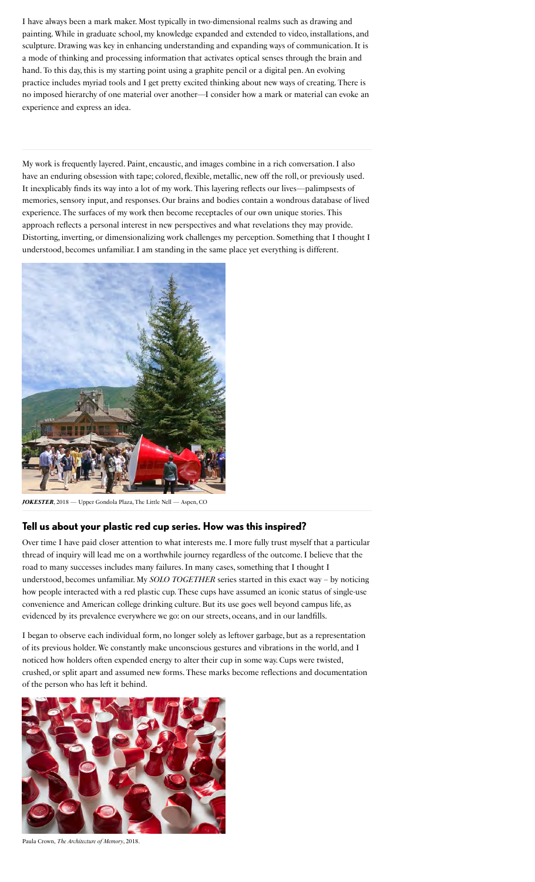I have always been a mark maker. Most typically in two-dimensional realms such as drawing and painting. While in graduate school, my knowledge expanded and extended to video, installations, and sculpture. Drawing was key in enhancing understanding and expanding ways of communication. It is a mode of thinking and processing information that activates optical senses through the brain and hand. To this day, this is my starting point using a graphite pencil or a digital pen. An evolving practice includes myriad tools and I get pretty excited thinking about new ways of creating. There is no imposed hierarchy of one material over another—I consider how a mark or material can evoke an experience and express an idea.

---

My work is frequently layered. Paint, encaustic, and images combine in a rich conversation. I also have an enduring obsession with tape; colored, flexible, metallic, new off the roll, or previously used. It inexplicably finds its way into a lot of my work. This layering reflects our lives—palimpsests of memories, sensory input, and responses. Our brains and bodies contain a wondrous database of lived experience. The surfaces of my work then become receptacles of our own unique stories. This approach reflects a personal interest in new perspectives and what revelations they may provide. Distorting, inverting, or dimensionalizing work challenges my perception. Something that I thought I understood, becomes unfamiliar. I am standing in the same place yet everything is different.

***JOKESTER***, 2018 — Upper Gondola Plaza, The Little Nell — Aspen, CO

---

## Tell us about your plastic red cup series. How was this inspired?

Over time I have paid closer attention to what interests me. I more fully trust myself that a particular thread of inquiry will lead me on a worthwhile journey regardless of the outcome. I believe that the road to many successes includes many failures. In many cases, something that I thought I understood, becomes unfamiliar. My *SOLO TOGETHER* series started in this exact way – by noticing how people interacted with a red plastic cup. These cups have assumed an iconic status of single-use convenience and American college drinking culture. But its use goes well beyond campus life, as evidenced by its prevalence everywhere we go: on our streets, oceans, and in our landfills.

I began to observe each individual form, no longer solely as leftover garbage, but as a representation of its previous holder. We constantly make unconscious gestures and vibrations in the world, and I noticed how holders often expended energy to alter their cup in some way. Cups were twisted, crushed, or split apart and assumed new forms. These marks become reflections and documentation of the person who has left it behind.

Paula Crown, *The Architecture of Memory*, 2018.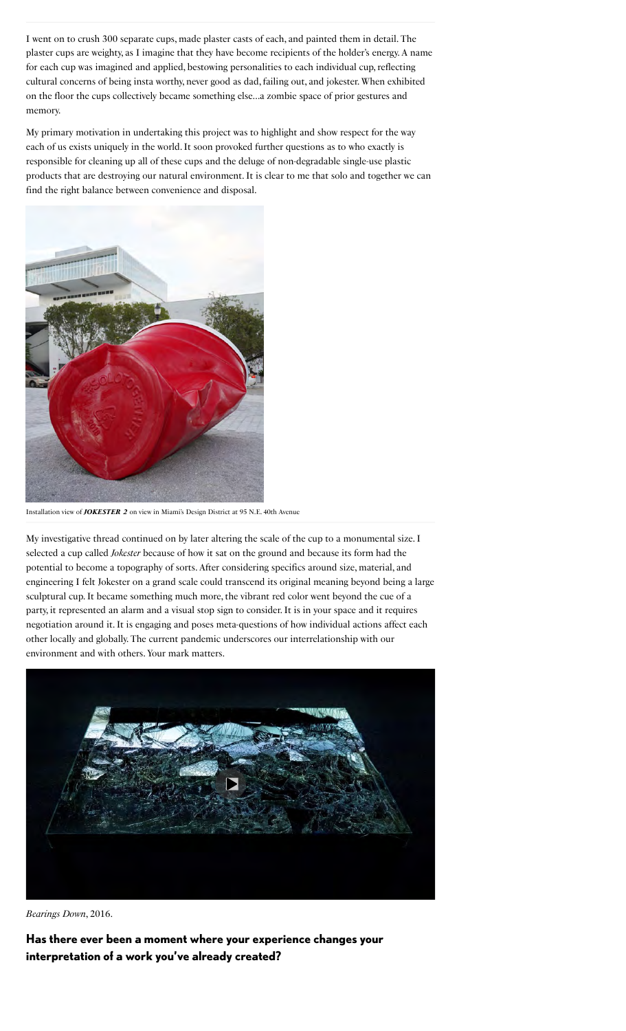I went on to crush 300 separate cups, made plaster casts of each, and painted them in detail. The plaster cups are weighty, as I imagine that they have become recipients of the holder's energy. A name for each cup was imagined and applied, bestowing personalities to each individual cup, reflecting cultural concerns of being insta worthy, never good as dad, failing out, and jokester. When exhibited on the floor the cups collectively became something else…a zombie space of prior gestures and memory.

My primary motivation in undertaking this project was to highlight and show respect for the way each of us exists uniquely in the world. It soon provoked further questions as to who exactly is responsible for cleaning up all of these cups and the deluge of non-degradable single-use plastic products that are destroying our natural environment. It is clear to me that solo and together we can find the right balance between convenience and disposal.

Installation view of ***JOKESTER 2*** on view in Miami's Design District at 95 N.E. 40th Avenue

My investigative thread continued on by later altering the scale of the cup to a monumental size. I selected a cup called *Jokester* because of how it sat on the ground and because its form had the potential to become a topography of sorts. After considering specifics around size, material, and engineering I felt Jokester on a grand scale could transcend its original meaning beyond being a large sculptural cup. It became something much more, the vibrant red color went beyond the cue of a party, it represented an alarm and a visual stop sign to consider. It is in your space and it requires negotiation around it. It is engaging and poses meta-questions of how individual actions affect each other locally and globally. The current pandemic underscores our interrelationship with our environment and with others. Your mark matters.

*Bearings Down*, 2016.

**Has there ever been a moment where your experience changes your interpretation of a work you've already created?**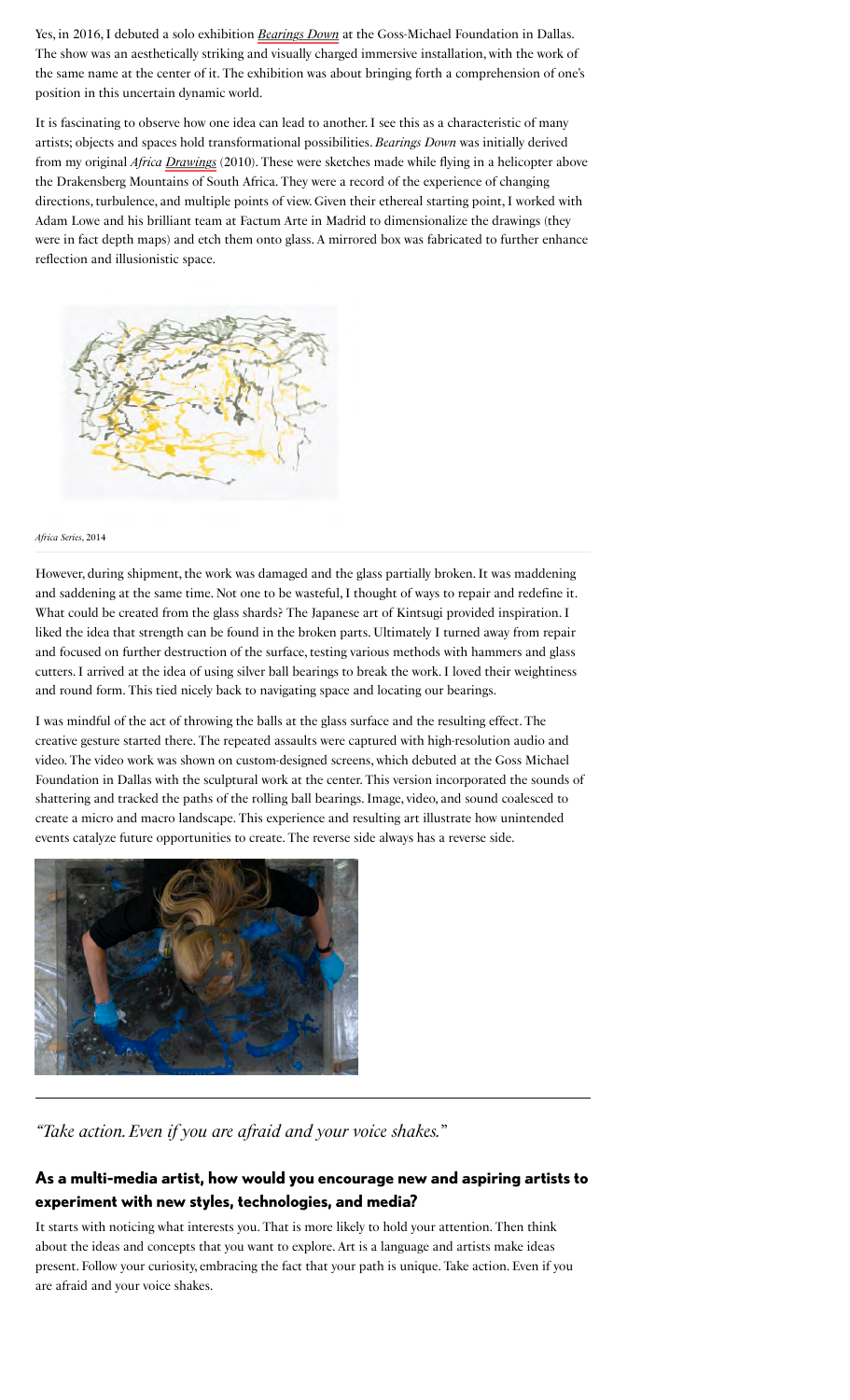Yes, in 2016, I debuted a solo exhibition *Bearings Down* at the Goss-Michael Foundation in Dallas. The show was an aesthetically striking and visually charged immersive installation, with the work of the same name at the center of it. The exhibition was about bringing forth a comprehension of one's position in this uncertain dynamic world.

It is fascinating to observe how one idea can lead to another. I see this as a characteristic of many artists; objects and spaces hold transformational possibilities. *Bearings Down* was initially derived from my original *Africa Drawings* (2010). These were sketches made while flying in a helicopter above the Drakensberg Mountains of South Africa. They were a record of the experience of changing directions, turbulence, and multiple points of view. Given their ethereal starting point, I worked with Adam Lowe and his brilliant team at Factum Arte in Madrid to dimensionalize the drawings (they were in fact depth maps) and etch them onto glass. A mirrored box was fabricated to further enhance reflection and illusionistic space.

*Africa Series*, 2014

However, during shipment, the work was damaged and the glass partially broken. It was maddening and saddening at the same time. Not one to be wasteful, I thought of ways to repair and redefine it. What could be created from the glass shards? The Japanese art of Kintsugi provided inspiration. I liked the idea that strength can be found in the broken parts. Ultimately I turned away from repair and focused on further destruction of the surface, testing various methods with hammers and glass cutters. I arrived at the idea of using silver ball bearings to break the work. I loved their weightiness and round form. This tied nicely back to navigating space and locating our bearings.

I was mindful of the act of throwing the balls at the glass surface and the resulting effect. The creative gesture started there. The repeated assaults were captured with high-resolution audio and video. The video work was shown on custom-designed screens, which debuted at the Goss Michael Foundation in Dallas with the sculptural work at the center. This version incorporated the sounds of shattering and tracked the paths of the rolling ball bearings. Image, video, and sound coalesced to create a micro and macro landscape. This experience and resulting art illustrate how unintended events catalyze future opportunities to create. The reverse side always has a reverse side.

---

*"Take action. Even if you are afraid and your voice shakes."*

## As a multi-media artist, how would you encourage new and aspiring artists to experiment with new styles, technologies, and media?

It starts with noticing what interests you. That is more likely to hold your attention. Then think about the ideas and concepts that you want to explore. Art is a language and artists make ideas present. Follow your curiosity, embracing the fact that your path is unique. Take action. Even if you are afraid and your voice shakes.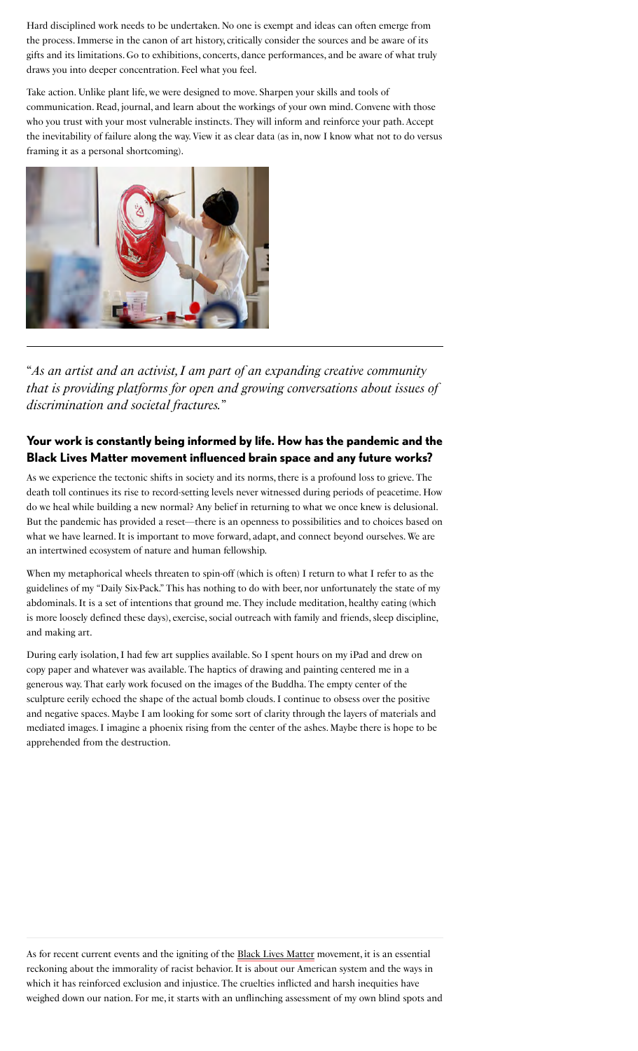Hard disciplined work needs to be undertaken. No one is exempt and ideas can often emerge from the process. Immerse in the canon of art history, critically consider the sources and be aware of its gifts and its limitations. Go to exhibitions, concerts, dance performances, and be aware of what truly draws you into deeper concentration. Feel what you feel.

Take action. Unlike plant life, we were designed to move. Sharpen your skills and tools of communication. Read, journal, and learn about the workings of your own mind. Convene with those who you trust with your most vulnerable instincts. They will inform and reinforce your path. Accept the inevitability of failure along the way. View it as clear data (as in, now I know what not to do versus framing it as a personal shortcoming).

---

*"As an artist and an activist, I am part of an expanding creative community that is providing platforms for open and growing conversations about issues of discrimination and societal fractures."*

### Your work is constantly being informed by life. How has the pandemic and the Black Lives Matter movement influenced brain space and any future works?

As we experience the tectonic shifts in society and its norms, there is a profound loss to grieve. The death toll continues its rise to record-setting levels never witnessed during periods of peacetime. How do we heal while building a new normal? Any belief in returning to what we once knew is delusional. But the pandemic has provided a reset—there is an openness to possibilities and to choices based on what we have learned. It is important to move forward, adapt, and connect beyond ourselves. We are an intertwined ecosystem of nature and human fellowship.

When my metaphorical wheels threaten to spin-off (which is often) I return to what I refer to as the guidelines of my "Daily Six-Pack." This has nothing to do with beer, nor unfortunately the state of my abdominals. It is a set of intentions that ground me. They include meditation, healthy eating (which is more loosely defined these days), exercise, social outreach with family and friends, sleep discipline, and making art.

During early isolation, I had few art supplies available. So I spent hours on my iPad and drew on copy paper and whatever was available. The haptics of drawing and painting centered me in a generous way. That early work focused on the images of the Buddha. The empty center of the sculpture eerily echoed the shape of the actual bomb clouds. I continue to obsess over the positive and negative spaces. Maybe I am looking for some sort of clarity through the layers of materials and mediated images. I imagine a phoenix rising from the center of the ashes. Maybe there is hope to be apprehended from the destruction.

As for recent current events and the igniting of the Black Lives Matter movement, it is an essential reckoning about the immorality of racist behavior. It is about our American system and the ways in which it has reinforced exclusion and injustice. The cruelties inflicted and harsh inequities have weighed down our nation. For me, it starts with an unflinching assessment of my own blind spots and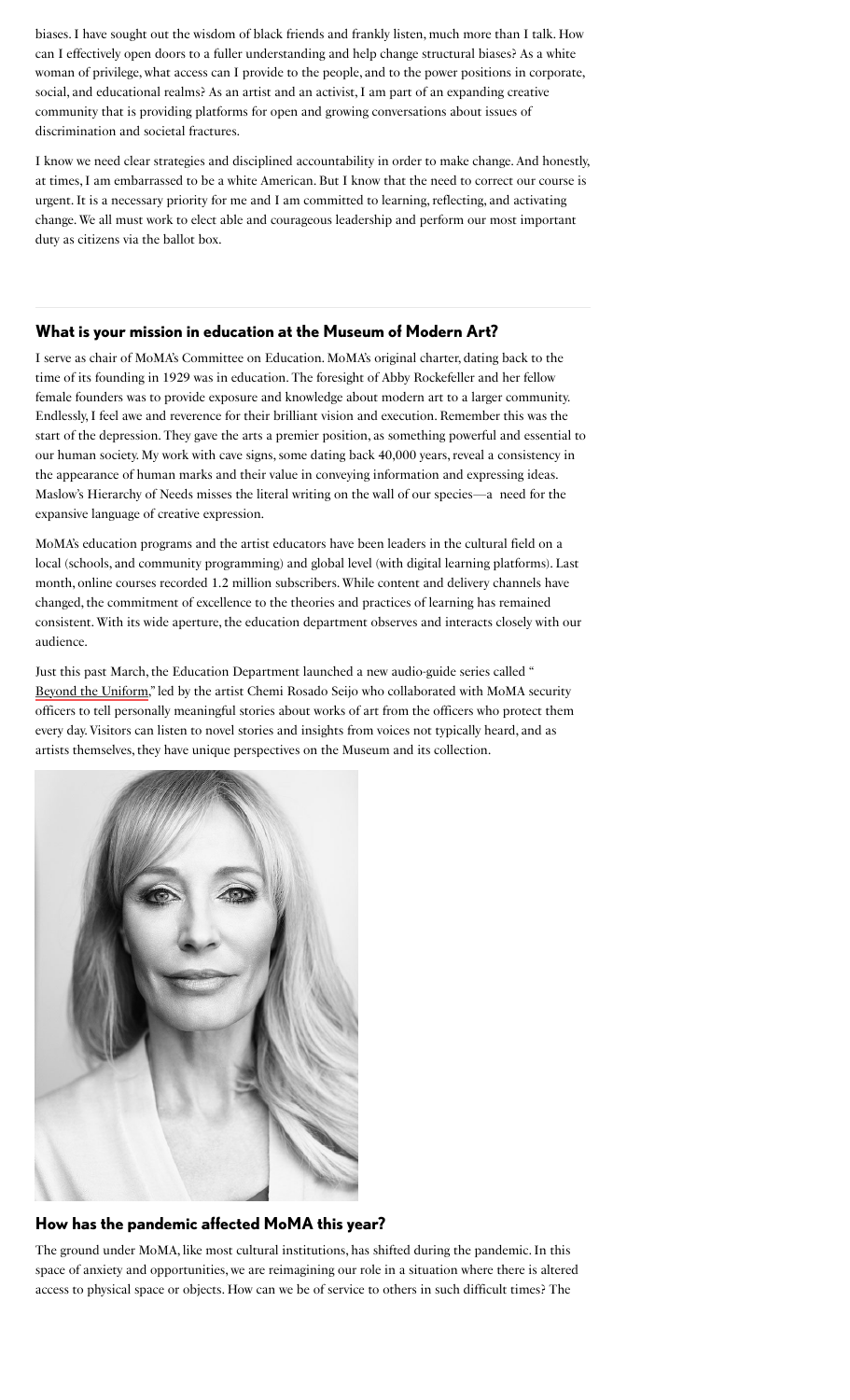biases. I have sought out the wisdom of black friends and frankly listen, much more than I talk. How can I effectively open doors to a fuller understanding and help change structural biases? As a white woman of privilege, what access can I provide to the people, and to the power positions in corporate, social, and educational realms? As an artist and an activist, I am part of an expanding creative community that is providing platforms for open and growing conversations about issues of discrimination and societal fractures.

I know we need clear strategies and disciplined accountability in order to make change. And honestly, at times, I am embarrassed to be a white American. But I know that the need to correct our course is urgent. It is a necessary priority for me and I am committed to learning, reflecting, and activating change. We all must work to elect able and courageous leadership and perform our most important duty as citizens via the ballot box.

---

## What is your mission in education at the Museum of Modern Art?

I serve as chair of MoMA's Committee on Education. MoMA's original charter, dating back to the time of its founding in 1929 was in education. The foresight of Abby Rockefeller and her fellow female founders was to provide exposure and knowledge about modern art to a larger community. Endlessly, I feel awe and reverence for their brilliant vision and execution. Remember this was the start of the depression. They gave the arts a premier position, as something powerful and essential to our human society. My work with cave signs, some dating back 40,000 years, reveal a consistency in the appearance of human marks and their value in conveying information and expressing ideas. Maslow's Hierarchy of Needs misses the literal writing on the wall of our species—a need for the expansive language of creative expression.

MoMA's education programs and the artist educators have been leaders in the cultural field on a local (schools, and community programming) and global level (with digital learning platforms). Last month, online courses recorded 1.2 million subscribers. While content and delivery channels have changed, the commitment of excellence to the theories and practices of learning has remained consistent. With its wide aperture, the education department observes and interacts closely with our audience.

Just this past March, the Education Department launched a new audio-guide series called "Beyond the Uniform," led by the artist Chemi Rosado Seijo who collaborated with MoMA security officers to tell personally meaningful stories about works of art from the officers who protect them every day. Visitors can listen to novel stories and insights from voices not typically heard, and as artists themselves, they have unique perspectives on the Museum and its collection.

## How has the pandemic affected MoMA this year?

The ground under MoMA, like most cultural institutions, has shifted during the pandemic. In this space of anxiety and opportunities, we are reimagining our role in a situation where there is altered access to physical space or objects. How can we be of service to others in such difficult times? The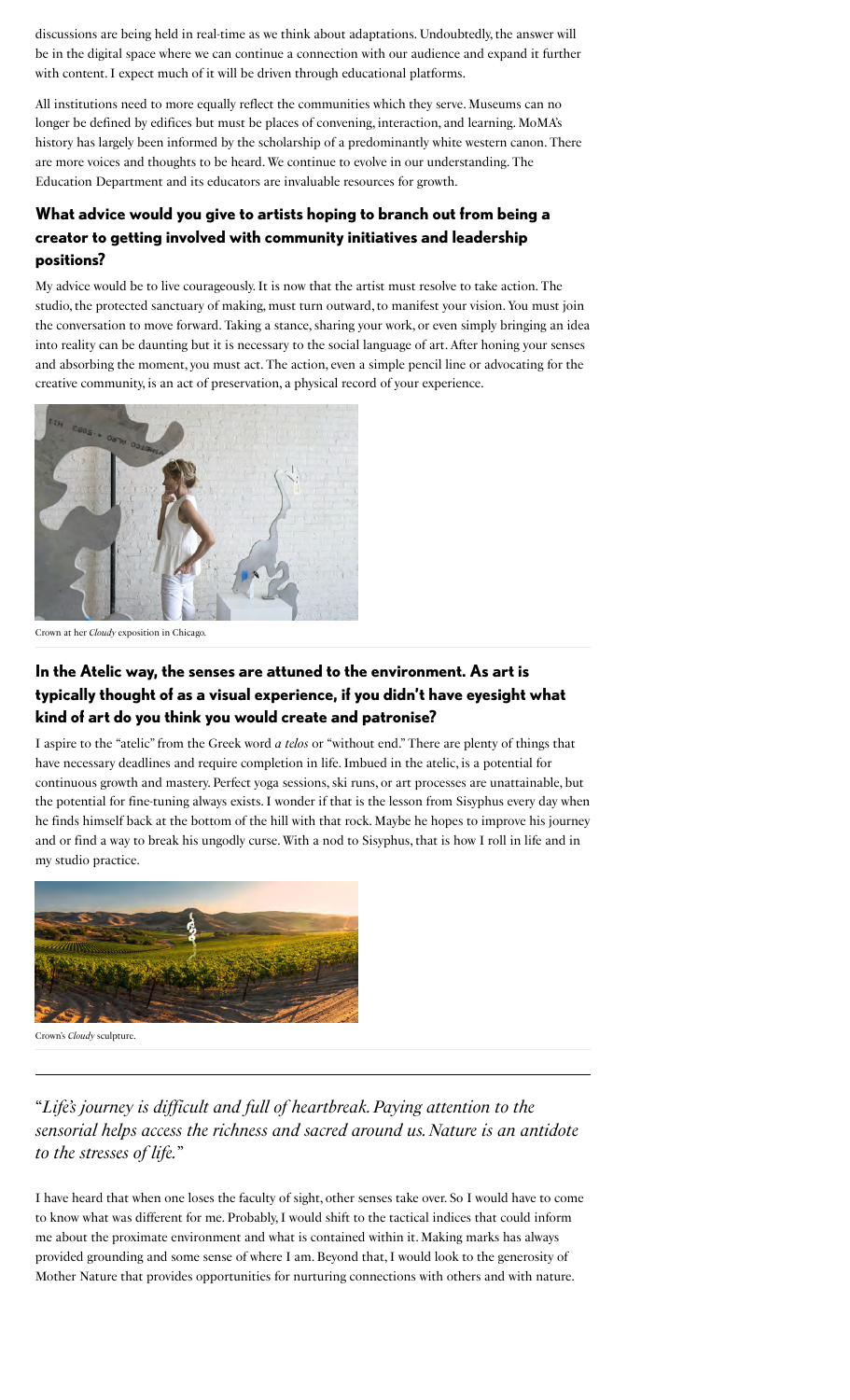discussions are being held in real-time as we think about adaptations. Undoubtedly, the answer will be in the digital space where we can continue a connection with our audience and expand it further with content. I expect much of it will be driven through educational platforms.

All institutions need to more equally reflect the communities which they serve. Museums can no longer be defined by edifices but must be places of convening, interaction, and learning. MoMA's history has largely been informed by the scholarship of a predominantly white western canon. There are more voices and thoughts to be heard. We continue to evolve in our understanding. The Education Department and its educators are invaluable resources for growth.

### What advice would you give to artists hoping to branch out from being a creator to getting involved with community initiatives and leadership positions?

My advice would be to live courageously. It is now that the artist must resolve to take action. The studio, the protected sanctuary of making, must turn outward, to manifest your vision. You must join the conversation to move forward. Taking a stance, sharing your work, or even simply bringing an idea into reality can be daunting but it is necessary to the social language of art. After honing your senses and absorbing the moment, you must act. The action, even a simple pencil line or advocating for the creative community, is an act of preservation, a physical record of your experience.

Crown at her *Cloudy* exposition in Chicago.

### In the Atelic way, the senses are attuned to the environment. As art is typically thought of as a visual experience, if you didn't have eyesight what kind of art do you think you would create and patronise?

I aspire to the "atelic" from the Greek word *a telos* or "without end." There are plenty of things that have necessary deadlines and require completion in life. Imbued in the atelic, is a potential for continuous growth and mastery. Perfect yoga sessions, ski runs, or art processes are unattainable, but the potential for fine-tuning always exists. I wonder if that is the lesson from Sisyphus every day when he finds himself back at the bottom of the hill with that rock. Maybe he hopes to improve his journey and or find a way to break his ungodly curse. With a nod to Sisyphus, that is how I roll in life and in my studio practice.

Crown's *Cloudy* sculpture.

---

*"Life's journey is difficult and full of heartbreak. Paying attention to the sensorial helps access the richness and sacred around us. Nature is an antidote to the stresses of life."*

I have heard that when one loses the faculty of sight, other senses take over. So I would have to come to know what was different for me. Probably, I would shift to the tactical indices that could inform me about the proximate environment and what is contained within it. Making marks has always provided grounding and some sense of where I am. Beyond that, I would look to the generosity of Mother Nature that provides opportunities for nurturing connections with others and with nature.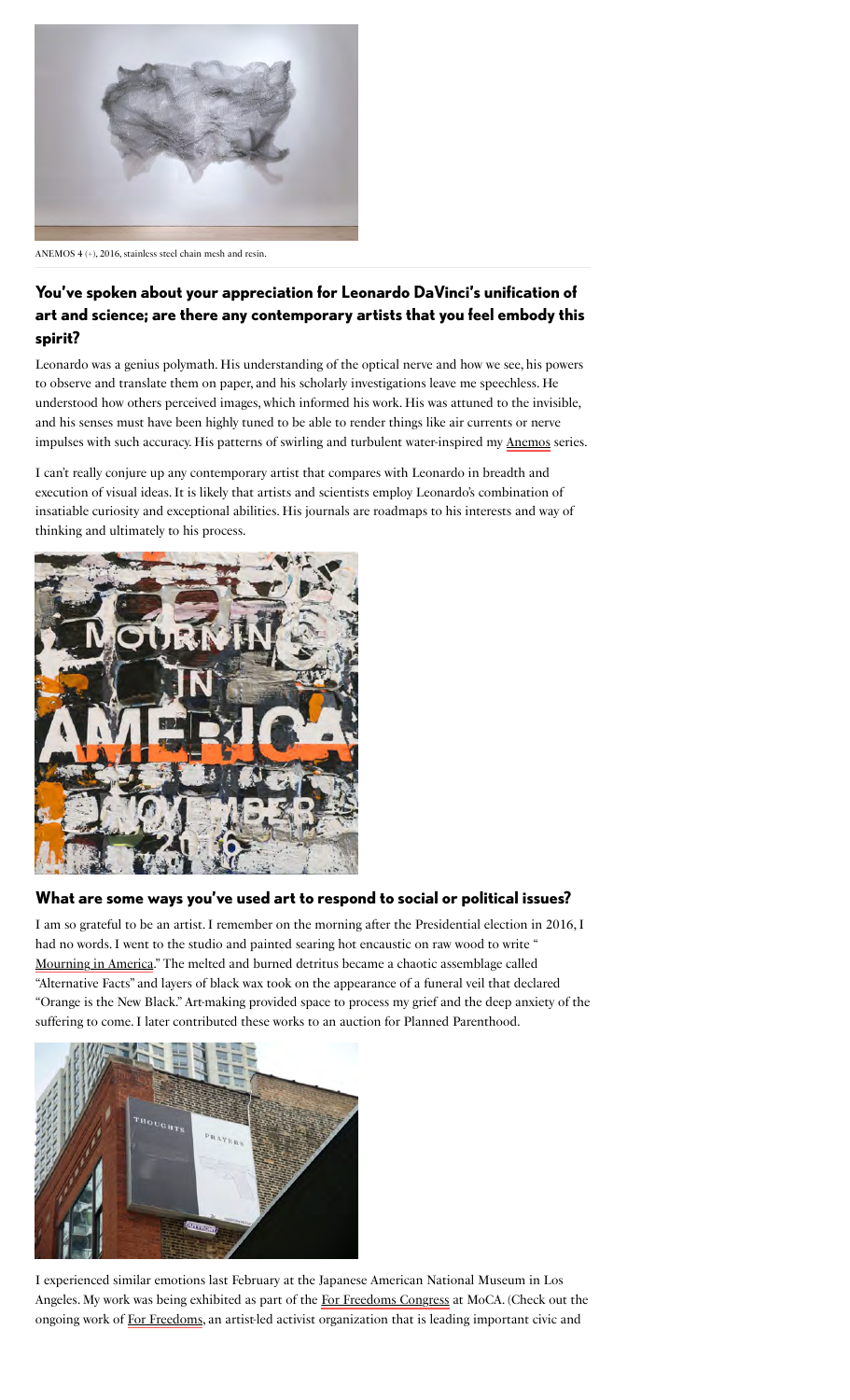ANEMOS 4 (+), 2016, stainless steel chain mesh and resin.

## You've spoken about your appreciation for Leonardo DaVinci's unification of art and science; are there any contemporary artists that you feel embody this spirit?

Leonardo was a genius polymath. His understanding of the optical nerve and how we see, his powers to observe and translate them on paper, and his scholarly investigations leave me speechless. He understood how others perceived images, which informed his work. His was attuned to the invisible, and his senses must have been highly tuned to be able to render things like air currents or nerve impulses with such accuracy. His patterns of swirling and turbulent water-inspired my Anemos series.

I can't really conjure up any contemporary artist that compares with Leonardo in breadth and execution of visual ideas. It is likely that artists and scientists employ Leonardo's combination of insatiable curiosity and exceptional abilities. His journals are roadmaps to his interests and way of thinking and ultimately to his process.

## What are some ways you've used art to respond to social or political issues?

I am so grateful to be an artist. I remember on the morning after the Presidential election in 2016, I had no words. I went to the studio and painted searing hot encaustic on raw wood to write "Mourning in America." The melted and burned detritus became a chaotic assemblage called "Alternative Facts" and layers of black wax took on the appearance of a funeral veil that declared "Orange is the New Black." Art-making provided space to process my grief and the deep anxiety of the suffering to come. I later contributed these works to an auction for Planned Parenthood.

I experienced similar emotions last February at the Japanese American National Museum in Los Angeles. My work was being exhibited as part of the For Freedoms Congress at MoCA. (Check out the ongoing work of For Freedoms, an artist-led activist organization that is leading important civic and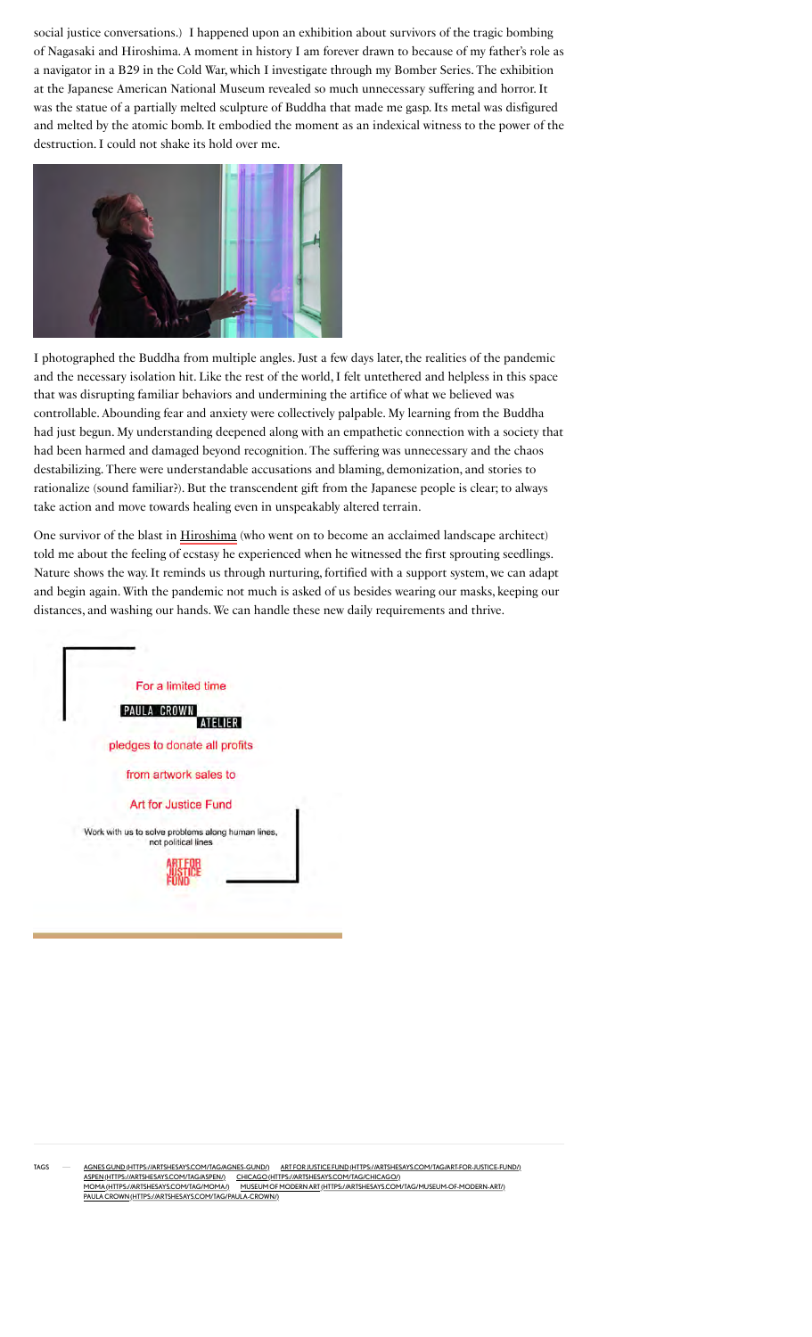social justice conversations.) I happened upon an exhibition about survivors of the tragic bombing of Nagasaki and Hiroshima. A moment in history I am forever drawn to because of my father's role as a navigator in a B29 in the Cold War, which I investigate through my Bomber Series. The exhibition at the Japanese American National Museum revealed so much unnecessary suffering and horror. It was the statue of a partially melted sculpture of Buddha that made me gasp. Its metal was disfigured and melted by the atomic bomb. It embodied the moment as an indexical witness to the power of the destruction. I could not shake its hold over me.

I photographed the Buddha from multiple angles. Just a few days later, the realities of the pandemic and the necessary isolation hit. Like the rest of the world, I felt untethered and helpless in this space that was disrupting familiar behaviors and undermining the artifice of what we believed was controllable. Abounding fear and anxiety were collectively palpable. My learning from the Buddha had just begun. My understanding deepened along with an empathetic connection with a society that had been harmed and damaged beyond recognition. The suffering was unnecessary and the chaos destabilizing. There were understandable accusations and blaming, demonization, and stories to rationalize (sound familiar?). But the transcendent gift from the Japanese people is clear; to always take action and move towards healing even in unspeakably altered terrain.

One survivor of the blast in Hiroshima (who went on to become an acclaimed landscape architect) told me about the feeling of ecstasy he experienced when he witnessed the first sprouting seedlings. Nature shows the way. It reminds us through nurturing, fortified with a support system, we can adapt and begin again. With the pandemic not much is asked of us besides wearing our masks, keeping our distances, and washing our hands. We can handle these new daily requirements and thrive.

For a limited time

PAULA CROWN ATELIER

pledges to donate all profits

from artwork sales to

Art for Justice Fund

Work with us to solve problems along human lines, not political lines

ART FOR JUSTICE FUND

TAGS — AGNES GUND (HTTPS://ARTSHESAYS.COM/TAG/AGNES-GUND/) ART FOR JUSTICE FUND (HTTPS://ARTSHESAYS.COM/TAG/ART-FOR-JUSTICE-FUND/) ASPEN (HTTPS://ARTSHESAYS.COM/TAG/ASPEN/) CHICAGO (HTTPS://ARTSHESAYS.COM/TAG/CHICAGO/) MOMA (HTTPS://ARTSHESAYS.COM/TAG/MOMA/) MUSEUM OF MODERN ART (HTTPS://ARTSHESAYS.COM/TAG/MUSEUM-OF-MODERN-ART/) PAULA CROWN (HTTPS://ARTSHESAYS.COM/TAG/PAULA-CROWN/)